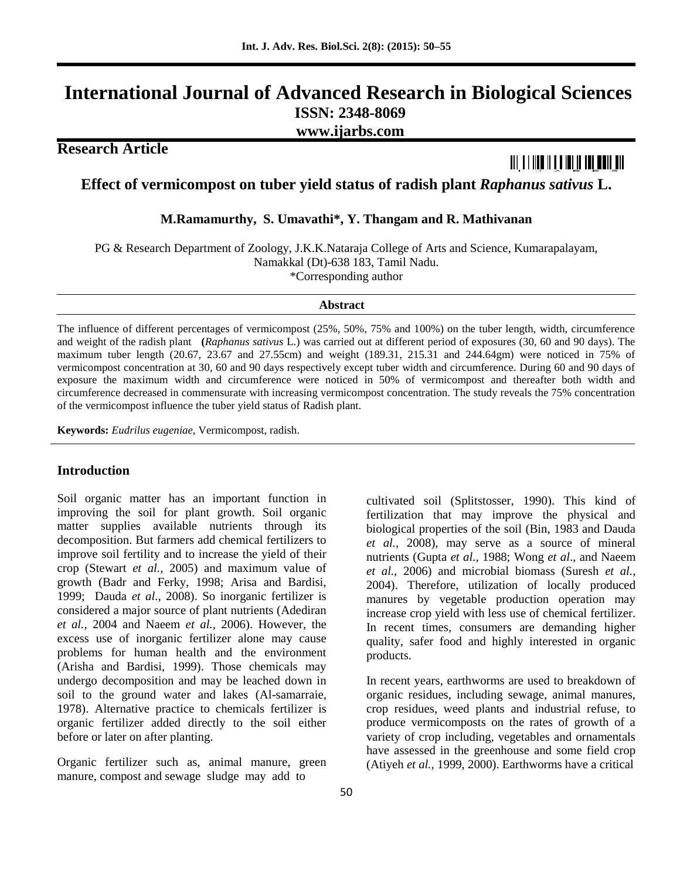# International Journal of Advanced Research in Biological Sciences

**ISSN: 2348-8069**

**www.ijarbs.com**

## Research Article

## Effect of vermicompost on tuber yield status of radish plant *Raphanus sativus* L.

**M.Ramamurthy, S. Umavathi\*, Y. Thangam and R. Mathivanan**

PG & Research Department of Zoology, J.K.K.Nataraja College of Arts and Science, Kumarapalayam, Namakkal (Dt)-638 183, Tamil Nadu.

\*Corresponding author

### Abstract

The influence of different percentages of vermicompost (25%, 50%, 75% and 100%) on the tuber length, width, circumference and weight of the radish plant **(***Raphanus sativus* L.) was carried out at different period of exposures (30, 60 and 90 days). The maximum tuber length (20.67, 23.67 and 27.55cm) and weight (189.31, 215.31 and 244.64gm) were noticed in 75% of vermicompost concentration at 30, 60 and 90 days respectively except tuber width and circumference. During 60 and 90 days of exposure the maximum width and circumference were noticed in 50% of vermicompost and thereafter both width and circumference decreased in commensurate with increasing vermicompost concentration. The study reveals the 75% concentration of the vermicompost influence the tuber yield status of Radish plant.

**Keywords:** *Eudrilus eugeniae*, Vermicompost, radish.

## Introduction

Soil organic matter has an important function in improving the soil for plant growth. Soil organic matter supplies available nutrients through its decomposition. But farmers add chemical fertilizers to improve soil fertility and to increase the yield of their crop (Stewart *et al.,* 2005) and maximum value of growth (Badr and Ferky, 1998; Arisa and Bardisi, 1999; Dauda *et al.*, 2008). So inorganic fertilizer is considered a major source of plant nutrients (Adediran *et al.*, 2004 and Naeem *et al.*, 2006). However, the excess use of inorganic fertilizer alone may cause problems for human health and the environment (Arisha and Bardisi, 1999). Those chemicals may undergo decomposition and may be leached down in soil to the ground water and lakes (Al-samarraie, 1978). Alternative practice to chemicals fertilizer is organic fertilizer added directly to the soil either before or later on after planting.

Organic fertilizer such as, animal manure, green manure, compost and sewage sludge may add to cultivated soil (Splitstosser, 1990). This kind of fertilization that may improve the physical and biological properties of the soil (Bin, 1983 and Dauda *et al.,* 2008), may serve as a source of mineral nutrients (Gupta *et al.,* 1988; Wong *et al*., and Naeem *et al.,* 2006) and microbial biomass (Suresh *et al.,* 2004). Therefore, utilization of locally produced manures by vegetable production operation may increase crop yield with less use of chemical fertilizer. In recent times, consumers are demanding higher quality, safer food and highly interested in organic products.

In recent years, earthworms are used to breakdown of organic residues, including sewage, animal manures, crop residues, weed plants and industrial refuse, to produce vermicomposts on the rates of growth of a variety of crop including, vegetables and ornamentals have assessed in the greenhouse and some field crop (Atiyeh *et al.*, 1999, 2000). Earthworms have a critical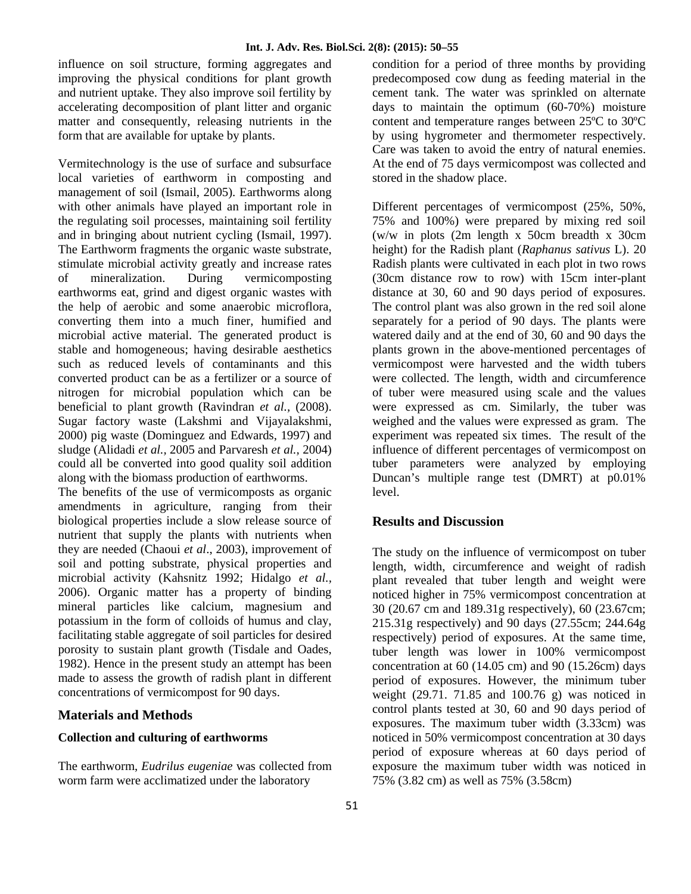influence on soil structure, forming aggregates and improving the physical conditions for plant growth and nutrient uptake. They also improve soil fertility by accelerating decomposition of plant litter and organic matter and consequently, releasing nutrients in the form that are available for uptake by plants.

Vermitechnology is the use of surface and subsurface local varieties of earthworm in composting and management of soil (Ismail, 2005). Earthworms along with other animals have played an important role in the regulating soil processes, maintaining soil fertility and in bringing about nutrient cycling (Ismail, 1997). The Earthworm fragments the organic waste substrate, stimulate microbial activity greatly and increase rates of mineralization. During vermicomposting earthworms eat, grind and digest organic wastes with the help of aerobic and some anaerobic microflora, converting them into a much finer, humified and microbial active material. The generated product is stable and homogeneous; having desirable aesthetics such as reduced levels of contaminants and this converted product can be as a fertilizer or a source of nitrogen for microbial population which can be beneficial to plant growth (Ravindran *et al.,* (2008). Sugar factory waste (Lakshmi and Vijayalakshmi, 2000) pig waste (Dominguez and Edwards, 1997) and sludge (Alidadi *et al.,* 2005 and Parvaresh *et al.,* 2004) could all be converted into good quality soil addition along with the biomass production of earthworms.

The benefits of the use of vermicomposts as organic amendments in agriculture, ranging from their biological properties include a slow release source of nutrient that supply the plants with nutrients when they are needed (Chaoui *et al*., 2003), improvement of soil and potting substrate, physical properties and microbial activity (Kahsnitz 1992; Hidalgo *et al.*, 2006). Organic matter has a property of binding mineral particles like calcium, magnesium and potassium in the form of colloids of humus and clay, facilitating stable aggregate of soil particles for desired porosity to sustain plant growth (Tisdale and Oades, 1982). Hence in the present study an attempt has been made to assess the growth of radish plant in different concentrations of vermicompost for 90 days.

## Materials and Methods

### Collection and culturing of earthworms

The earthworm, *Eudrilus eugeniae* was collected from worm farm were acclimatized under the laboratory condition for a period of three months by providing predecomposed cow dung as feeding material in the cement tank. The water was sprinkled on alternate days to maintain the optimum (60-70%) moisture content and temperature ranges between 25ºC to 30ºC by using hygrometer and thermometer respectively. Care was taken to avoid the entry of natural enemies. At the end of 75 days vermicompost was collected and stored in the shadow place.

Different percentages of vermicompost (25%, 50%, 75% and 100%) were prepared by mixing red soil (w/w in plots (2m length x 50cm breadth x 30cm height) for the Radish plant (*Raphanus sativus* L). 20 Radish plants were cultivated in each plot in two rows (30cm distance row to row) with 15cm inter-plant distance at 30, 60 and 90 days period of exposures. The control plant was also grown in the red soil alone separately for a period of 90 days. The plants were watered daily and at the end of 30, 60 and 90 days the plants grown in the above-mentioned percentages of vermicompost were harvested and the width tubers were collected. The length, width and circumference of tuber were measured using scale and the values were expressed as cm. Similarly, the tuber was weighed and the values were expressed as gram. The experiment was repeated six times. The result of the influence of different percentages of vermicompost on tuber parameters were analyzed by employing Duncan's multiple range test (DMRT) at p0.01% level.

## Results and Discussion

The study on the influence of vermicompost on tuber length, width, circumference and weight of radish plant revealed that tuber length and weight were noticed higher in 75% vermicompost concentration at 30 (20.67 cm and 189.31g respectively), 60 (23.67cm; 215.31g respectively) and 90 days (27.55cm; 244.64g respectively) period of exposures. At the same time, tuber length was lower in 100% vermicompost concentration at 60 (14.05 cm) and 90 (15.26cm) days period of exposures. However, the minimum tuber weight (29.71. 71.85 and 100.76 g) was noticed in control plants tested at 30, 60 and 90 days period of exposures. The maximum tuber width (3.33cm) was noticed in 50% vermicompost concentration at 30 days period of exposure whereas at 60 days period of exposure the maximum tuber width was noticed in 75% (3.82 cm) as well as 75% (3.58cm)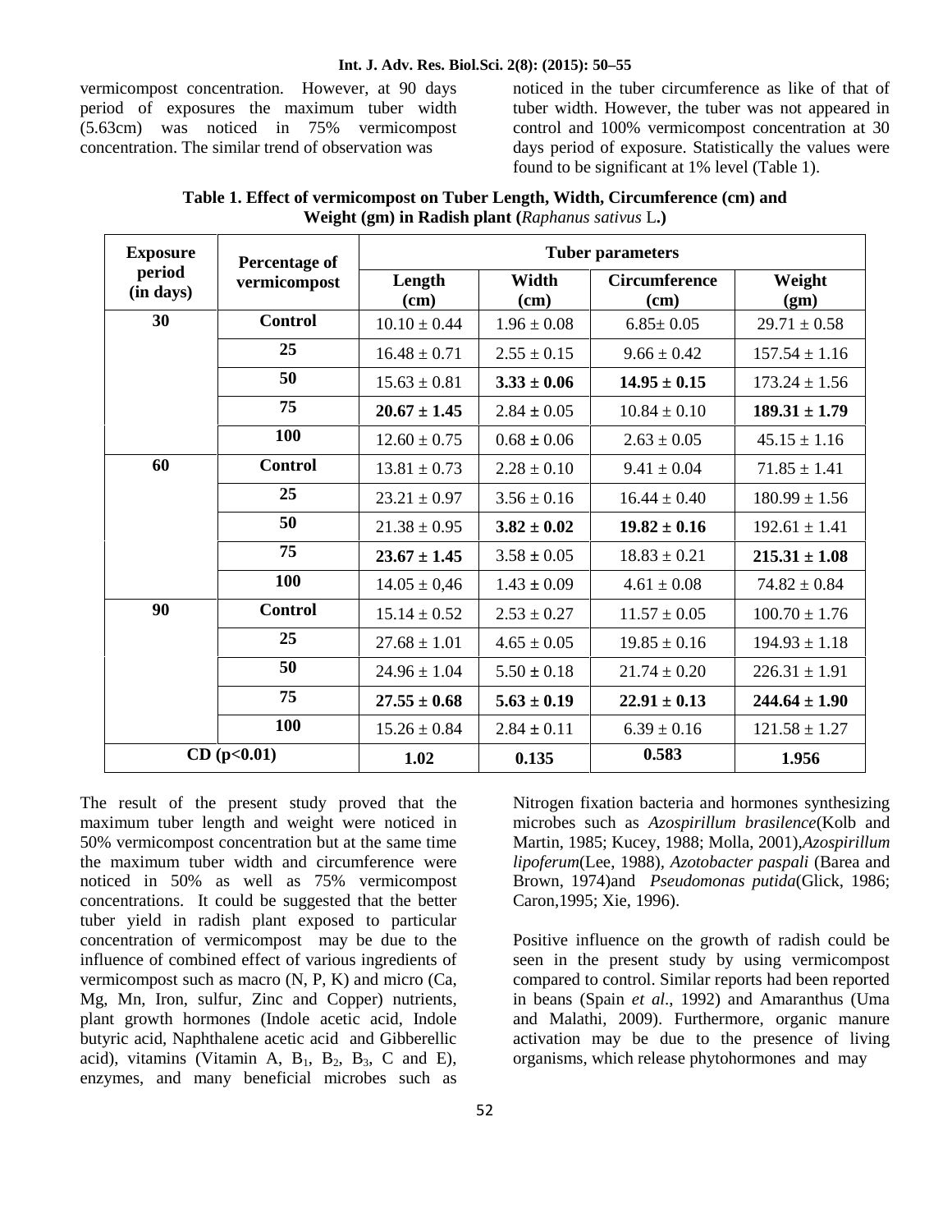vermicompost concentration. However, at 90 days period of exposures the maximum tuber width (5.63cm) was noticed in 75% vermicompost concentration. The similar trend of observation was noticed in the tuber circumference as like of that of tuber width. However, the tuber was not appeared in control and 100% vermicompost concentration at 30 days period of exposure. Statistically the values were found to be significant at 1% level (Table 1).

**Table 1. Effect of vermicompost on Tuber Length, Width, Circumference (cm) and Weight (gm) in Radish plant (*Raphanus sativus* L.)**

| Exposure period (in days) | Percentage of vermicompost | Tuber parameters | | | |
|---|---|---|---|---|---|
| | | Length (cm) | Width (cm) | Circumference (cm) | Weight (gm) |
| **30** | **Control** | 10.10 ± 0.44 | 1.96 ± 0.08 | 6.85± 0.05 | 29.71 ± 0.58 |
| | **25** | 16.48 ± 0.71 | 2.55 ± 0.15 | 9.66 ± 0.42 | 157.54 ± 1.16 |
| | **50** | 15.63 ± 0.81 | **3.33 ± 0.06** | **14.95 ± 0.15** | 173.24 ± 1.56 |
| | **75** | **20.67 ± 1.45** | 2.84 ± 0.05 | 10.84 ± 0.10 | **189.31 ± 1.79** |
| | **100** | 12.60 ± 0.75 | 0.68 ± 0.06 | 2.63 ± 0.05 | 45.15 ± 1.16 |
| **60** | **Control** | 13.81 ± 0.73 | 2.28 ± 0.10 | 9.41 ± 0.04 | 71.85 ± 1.41 |
| | **25** | 23.21 ± 0.97 | 3.56 ± 0.16 | 16.44 ± 0.40 | 180.99 ± 1.56 |
| | **50** | 21.38 ± 0.95 | **3.82 ± 0.02** | **19.82 ± 0.16** | 192.61 ± 1.41 |
| | **75** | **23.67 ± 1.45** | 3.58 ± 0.05 | 18.83 ± 0.21 | **215.31 ± 1.08** |
| | **100** | 14.05 ± 0,46 | 1.43 ± 0.09 | 4.61 ± 0.08 | 74.82 ± 0.84 |
| **90** | **Control** | 15.14 ± 0.52 | 2.53 ± 0.27 | 11.57 ± 0.05 | 100.70 ± 1.76 |
| | **25** | 27.68 ± 1.01 | 4.65 ± 0.05 | 19.85 ± 0.16 | 194.93 ± 1.18 |
| | **50** | 24.96 ± 1.04 | 5.50 ± 0.18 | 21.74 ± 0.20 | 226.31 ± 1.91 |
| | **75** | **27.55 ± 0.68** | **5.63 ± 0.19** | **22.91 ± 0.13** | **244.64 ± 1.90** |
| | **100** | 15.26 ± 0.84 | 2.84 ± 0.11 | 6.39 ± 0.16 | 121.58 ± 1.27 |
| **CD ($p$<0.01)** | | **1.02** | **0.135** | **0.583** | **1.956** |

The result of the present study proved that the maximum tuber length and weight were noticed in 50% vermicompost concentration but at the same time the maximum tuber width and circumference were noticed in 50% as well as 75% vermicompost concentrations. It could be suggested that the better tuber yield in radish plant exposed to particular concentration of vermicompost may be due to the influence of combined effect of various ingredients of vermicompost such as macro (N, P, K) and micro (Ca, Mg, Mn, Iron, sulfur, Zinc and Copper) nutrients, plant growth hormones (Indole acetic acid, Indole butyric acid, Naphthalene acetic acid and Gibberellic acid), vitamins (Vitamin A, $B_1$, $B_2$, $B_3$, C and E), enzymes, and many beneficial microbes such as Nitrogen fixation bacteria and hormones synthesizing microbes such as *Azospirillum brasilence*(Kolb and Martin, 1985; Kucey, 1988; Molla, 2001),*Azospirillum lipoferum*(Lee, 1988), *Azotobacter paspali* (Barea and Brown, 1974)and *Pseudomonas putida*(Glick, 1986; Caron,1995; Xie, 1996).

Positive influence on the growth of radish could be seen in the present study by using vermicompost compared to control. Similar reports had been reported in beans (Spain *et al*., 1992) and Amaranthus (Uma and Malathi, 2009). Furthermore, organic manure activation may be due to the presence of living organisms, which release phytohormones and may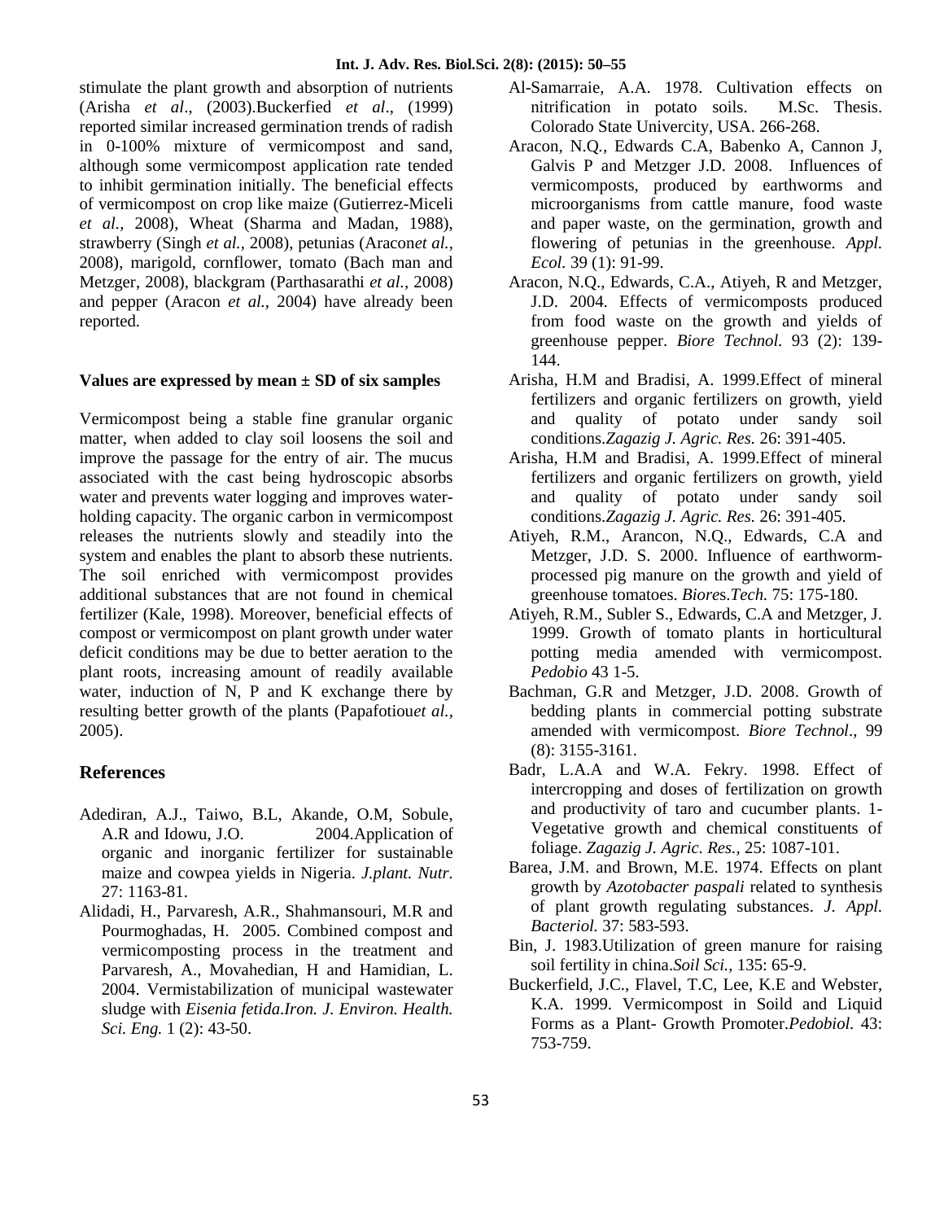stimulate the plant growth and absorption of nutrients (Arisha *et al*., (2003).Buckerfied *et al*., (1999) reported similar increased germination trends of radish in 0-100% mixture of vermicompost and sand, although some vermicompost application rate tended to inhibit germination initially. The beneficial effects of vermicompost on crop like maize (Gutierrez-Miceli *et al.,* 2008), Wheat (Sharma and Madan, 1988), strawberry (Singh *et al.*, 2008), petunias (Aracon*et al.*, 2008), marigold, cornflower, tomato (Bach man and Metzger, 2008), blackgram (Parthasarathi *et al.*, 2008) and pepper (Aracon *et al.,* 2004) have already been reported.

**Values are expressed by mean ± SD of six samples**

Vermicompost being a stable fine granular organic matter, when added to clay soil loosens the soil and improve the passage for the entry of air. The mucus associated with the cast being hydroscopic absorbs water and prevents water logging and improves water-holding capacity. The organic carbon in vermicompost releases the nutrients slowly and steadily into the system and enables the plant to absorb these nutrients. The soil enriched with vermicompost provides additional substances that are not found in chemical fertilizer (Kale, 1998). Moreover, beneficial effects of compost or vermicompost on plant growth under water deficit conditions may be due to better aeration to the plant roots, increasing amount of readily available water, induction of N, P and K exchange there by resulting better growth of the plants (Papafotiou*et al.*, 2005).

## References

Adediran, A.J., Taiwo, B.L, Akande, O.M, Sobule, A.R and Idowu, J.O. 2004.Application of organic and inorganic fertilizer for sustainable maize and cowpea yields in Nigeria. *J.plant. Nutr.* 27: 1163-81.

Alidadi, H., Parvaresh, A.R., Shahmansouri, M.R and Pourmoghadas, H. 2005. Combined compost and vermicomposting process in the treatment and Parvaresh, A., Movahedian, H and Hamidian, L. 2004. Vermistabilization of municipal wastewater sludge with *Eisenia fetida*.*Iron. J. Environ. Health. Sci. Eng.* 1 (2): 43-50.

Al-Samarraie, A.A. 1978. Cultivation effects on nitrification in potato soils. M.Sc. Thesis. Colorado State Univercity, USA. 266-268.

Aracon, N.Q., Edwards C.A, Babenko A, Cannon J, Galvis P and Metzger J.D. 2008. Influences of vermicomposts, produced by earthworms and microorganisms from cattle manure, food waste and paper waste, on the germination, growth and flowering of petunias in the greenhouse. *Appl. Ecol.* 39 (1): 91-99.

Aracon, N.Q., Edwards, C.A., Atiyeh, R and Metzger, J.D. 2004. Effects of vermicomposts produced from food waste on the growth and yields of greenhouse pepper. *Biore Technol.* 93 (2): 139-144.

Arisha, H.M and Bradisi, A. 1999.Effect of mineral fertilizers and organic fertilizers on growth, yield and quality of potato under sandy soil conditions.*Zagazig J. Agric. Res.* 26: 391-405.

Arisha, H.M and Bradisi, A. 1999.Effect of mineral fertilizers and organic fertilizers on growth, yield and quality of potato under sandy soil conditions.*Zagazig J. Agric. Res.* 26: 391-405.

Atiyeh, R.M., Arancon, N.Q., Edwards, C.A and Metzger, J.D. S. 2000. Influence of earthworm-processed pig manure on the growth and yield of greenhouse tomatoes. *Biores.Tech.* 75: 175-180.

Atiyeh, R.M., Subler S., Edwards, C.A and Metzger, J. 1999. Growth of tomato plants in horticultural potting media amended with vermicompost. *Pedobio* 43 1-5.

Bachman, G.R and Metzger, J.D. 2008. Growth of bedding plants in commercial potting substrate amended with vermicompost. *Biore Technol*., 99 (8): 3155-3161.

Badr, L.A.A and W.A. Fekry. 1998. Effect of intercropping and doses of fertilization on growth and productivity of taro and cucumber plants. 1-Vegetative growth and chemical constituents of foliage. *Zagazig J. Agric. Res.*, 25: 1087-101.

Barea, J.M. and Brown, M.E. 1974. Effects on plant growth by *Azotobacter paspali* related to synthesis of plant growth regulating substances. *J. Appl. Bacteriol.* 37: 583-593.

Bin, J. 1983.Utilization of green manure for raising soil fertility in china.*Soil Sci.,* 135: 65-9.

Buckerfield, J.C., Flavel, T.C, Lee, K.E and Webster, K.A. 1999. Vermicompost in Soild and Liquid Forms as a Plant- Growth Promoter.*Pedobiol.* 43: 753-759.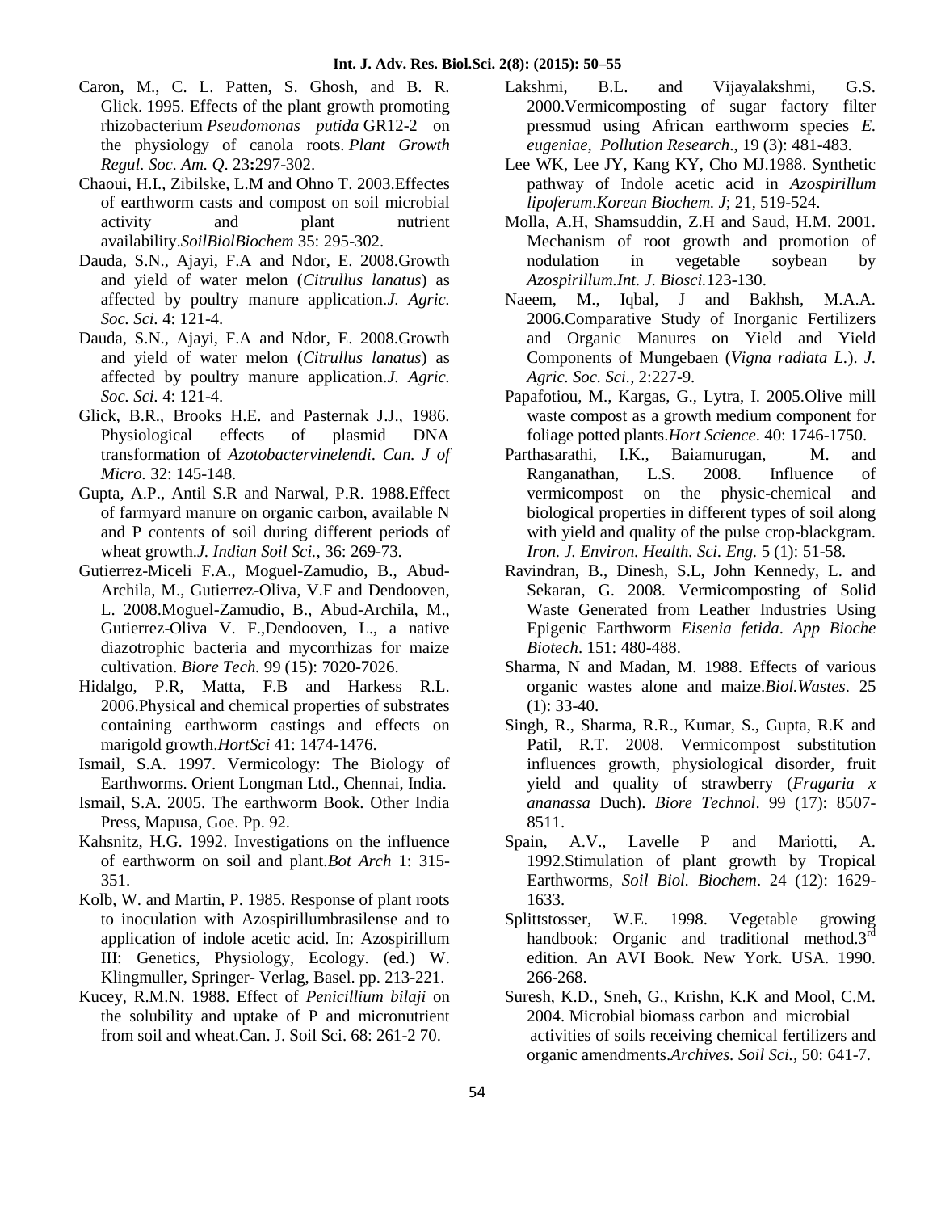Caron, M., C. L. Patten, S. Ghosh, and B. R. Glick. 1995. Effects of the plant growth promoting rhizobacterium *Pseudomonas putida* GR12-2 on the physiology of canola roots. *Plant Growth Regul. Soc. Am. Q.* 23**:**297-302.

Chaoui, H.I., Zibilske, L.M and Ohno T. 2003.Effectes of earthworm casts and compost on soil microbial activity and plant nutrient availability.*SoilBiolBiochem* 35: 295-302.

Dauda, S.N., Ajayi, F.A and Ndor, E. 2008.Growth and yield of water melon (*Citrullus lanatus*) as affected by poultry manure application.*J. Agric. Soc. Sci.* 4: 121-4.

Dauda, S.N., Ajayi, F.A and Ndor, E. 2008.Growth and yield of water melon (*Citrullus lanatus*) as affected by poultry manure application.*J. Agric. Soc. Sci.* 4: 121-4.

Glick, B.R., Brooks H.E. and Pasternak J.J., 1986. Physiological effects of plasmid DNA transformation of *Azotobactervinelendi*. *Can. J of Micro.* 32: 145-148.

Gupta, A.P., Antil S.R and Narwal, P.R. 1988.Effect of farmyard manure on organic carbon, available N and P contents of soil during different periods of wheat growth.*J. Indian Soil Sci.,* 36: 269-73.

Gutierrez-Miceli F.A., Moguel-Zamudio, B., Abud-Archila, M., Gutierrez-Oliva, V.F and Dendooven, L. 2008.Moguel-Zamudio, B., Abud-Archila, M., Gutierrez-Oliva V. F.,Dendooven, L., a native diazotrophic bacteria and mycorrhizas for maize cultivation. *Biore Tech.* 99 (15): 7020-7026.

Hidalgo, P.R, Matta, F.B and Harkess R.L. 2006.Physical and chemical properties of substrates containing earthworm castings and effects on marigold growth.*HortSci* 41: 1474-1476.

Ismail, S.A. 1997. Vermicology: The Biology of Earthworms. Orient Longman Ltd., Chennai, India.

Ismail, S.A. 2005. The earthworm Book. Other India Press, Mapusa, Goe. Pp. 92.

Kahsnitz, H.G. 1992. Investigations on the influence of earthworm on soil and plant.*Bot Arch* 1: 315-351.

Kolb, W. and Martin, P. 1985. Response of plant roots to inoculation with Azospirillumbrasilense and to application of indole acetic acid. In: Azospirillum III: Genetics, Physiology, Ecology. (ed.) W. Klingmuller, Springer- Verlag, Basel. pp. 213-221.

Kucey, R.M.N. 1988. Effect of *Penicillium bilaji* on the solubility and uptake of P and micronutrient from soil and wheat.Can. J. Soil Sci. 68: 261-2 70.

Lakshmi, B.L. and Vijayalakshmi, G.S. 2000.Vermicomposting of sugar factory filter pressmud using African earthworm species *E. eugeniae*, *Pollution Research*., 19 (3): 481-483.

Lee WK, Lee JY, Kang KY, Cho MJ.1988. Synthetic pathway of Indole acetic acid in *Azospirillum lipoferum*.*Korean Biochem. J*; 21, 519-524.

Molla, A.H, Shamsuddin, Z.H and Saud, H.M. 2001. Mechanism of root growth and promotion of nodulation in vegetable soybean by *Azospirillum.Int. J. Biosci.*123-130.

Naeem, M., Iqbal, J and Bakhsh, M.A.A. 2006.Comparative Study of Inorganic Fertilizers and Organic Manures on Yield and Yield Components of Mungebaen (*Vigna radiata L.*). *J. Agric. Soc. Sci.*, 2:227-9.

Papafotiou, M., Kargas, G., Lytra, I. 2005.Olive mill waste compost as a growth medium component for foliage potted plants.*Hort Science*. 40: 1746-1750.

Parthasarathi, I.K., Baiamurugan, M. and Ranganathan, L.S. 2008. Influence of vermicompost on the physic-chemical and biological properties in different types of soil along with yield and quality of the pulse crop-blackgram. *Iron. J. Environ. Health. Sci. Eng.* 5 (1): 51-58.

Ravindran, B., Dinesh, S.L, John Kennedy, L. and Sekaran, G. 2008. Vermicomposting of Solid Waste Generated from Leather Industries Using Epigenic Earthworm *Eisenia fetida*. *App Bioche Biotech*. 151: 480-488.

Sharma, N and Madan, M. 1988. Effects of various organic wastes alone and maize.*Biol.Wastes*. 25 (1): 33-40.

Singh, R., Sharma, R.R., Kumar, S., Gupta, R.K and Patil, R.T. 2008. Vermicompost substitution influences growth, physiological disorder, fruit yield and quality of strawberry (*Fragaria x ananassa* Duch). *Biore Technol*. 99 (17): 8507-8511.

Spain, A.V., Lavelle P and Mariotti, A. 1992.Stimulation of plant growth by Tropical Earthworms, *Soil Biol. Biochem*. 24 (12): 1629-1633.

Splittstosser, W.E. 1998. Vegetable growing handbook: Organic and traditional method.3rd edition. An AVI Book. New York. USA. 1990. 266-268.

Suresh, K.D., Sneh, G., Krishn, K.K and Mool, C.M. 2004. Microbial biomass carbon and microbial activities of soils receiving chemical fertilizers and organic amendments.*Archives. Soil Sci.,* 50: 641-7.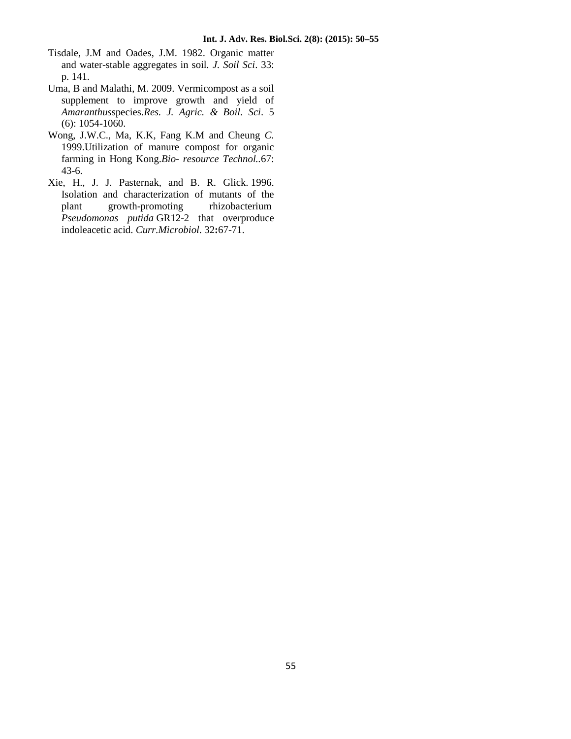Tisdale, J.M and Oades, J.M. 1982. Organic matter and water-stable aggregates in soil. *J. Soil Sci*. 33: p. 141.

Uma, B and Malathi, M. 2009. Vermicompost as a soil supplement to improve growth and yield of *Amaranthus*species.*Res. J. Agric. & Boil. Sci*. 5 (6): 1054-1060.

Wong, J.W.C., Ma, K.K, Fang K.M and Cheung *C.* 1999.Utilization of manure compost for organic farming in Hong Kong.*Bio- resource Technol.*.67: 43-6.

Xie, H., J. J. Pasternak, and B. R. Glick. 1996. Isolation and characterization of mutants of the plant growth-promoting rhizobacterium *Pseudomonas putida* GR12-2 that overproduce indoleacetic acid. *Curr.Microbiol*. 32**:**67-71.